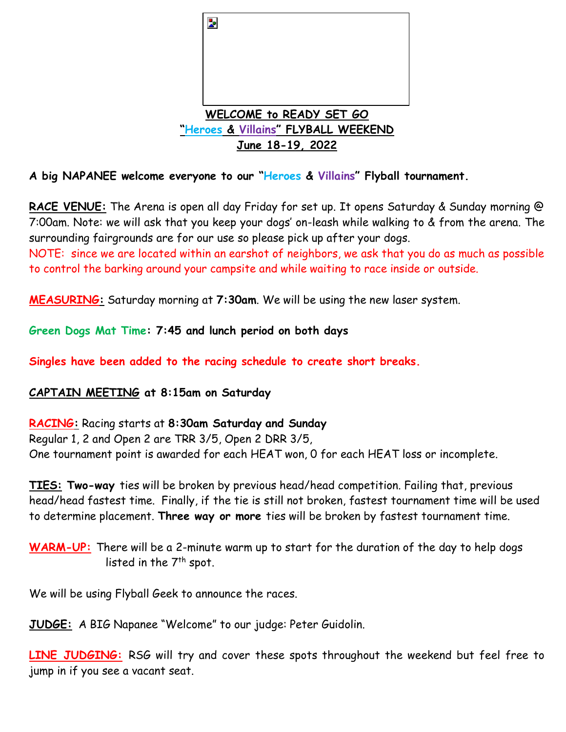# WELCOME to READY SET GO "Heroes & Villains" FLYBALL WEEKEND June 18-19, 2022

**A big NAPANEE welcome everyone to our "Heroes & Villains" Flyball tournament.**

**RACE VENUE:** The Arena is open all day Friday for set up. It opens Saturday & Sunday morning @ 7:00am. Note: we will ask that you keep your dogs' on-leash while walking to & from the arena. The surrounding fairgrounds are for our use so please pick up after your dogs.
NOTE: since we are located within an earshot of neighbors, we ask that you do as much as possible to control the barking around your campsite and while waiting to race inside or outside.

**MEASURING:** Saturday morning at **7:30am**. We will be using the new laser system.

**Green Dogs Mat Time: 7:45 and lunch period on both days**

**Singles have been added to the racing schedule to create short breaks.**

**CAPTAIN MEETING at 8:15am on Saturday**

**RACING:** Racing starts at **8:30am Saturday and Sunday**
Regular 1, 2 and Open 2 are TRR 3/5, Open 2 DRR 3/5,
One tournament point is awarded for each HEAT won, 0 for each HEAT loss or incomplete.

**TIES:** **Two-way** ties will be broken by previous head/head competition. Failing that, previous head/head fastest time. Finally, if the tie is still not broken, fastest tournament time will be used to determine placement. **Three way or more** ties will be broken by fastest tournament time.

**WARM-UP:** There will be a 2-minute warm up to start for the duration of the day to help dogs listed in the 7th spot.

We will be using Flyball Geek to announce the races.

**JUDGE:** A BIG Napanee "Welcome" to our judge: Peter Guidolin.

**LINE JUDGING:** RSG will try and cover these spots throughout the weekend but feel free to jump in if you see a vacant seat.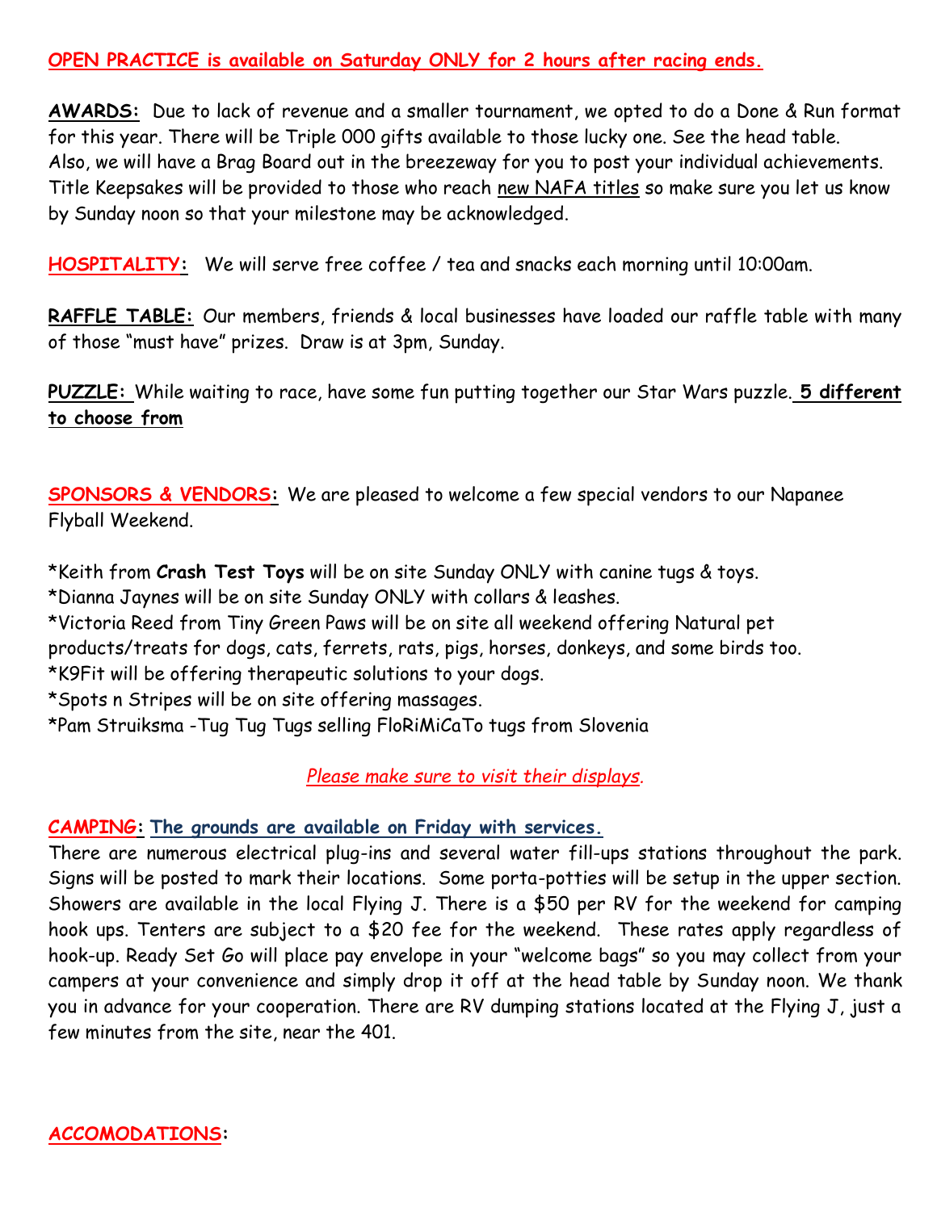**OPEN PRACTICE is available on Saturday ONLY for 2 hours after racing ends.**

**AWARDS:** Due to lack of revenue and a smaller tournament, we opted to do a Done & Run format for this year. There will be Triple 000 gifts available to those lucky one. See the head table. Also, we will have a Brag Board out in the breezeway for you to post your individual achievements. Title Keepsakes will be provided to those who reach new NAFA titles so make sure you let us know by Sunday noon so that your milestone may be acknowledged.

**HOSPITALITY:** We will serve free coffee / tea and snacks each morning until 10:00am.

**RAFFLE TABLE:** Our members, friends & local businesses have loaded our raffle table with many of those "must have" prizes. Draw is at 3pm, Sunday.

**PUZZLE:** While waiting to race, have some fun putting together our Star Wars puzzle. **5 different to choose from**

**SPONSORS & VENDORS:** We are pleased to welcome a few special vendors to our Napanee Flyball Weekend.

*Keith from **Crash Test Toys** will be on site Sunday ONLY with canine tugs & toys.
*Dianna Jaynes will be on site Sunday ONLY with collars & leashes.
*Victoria Reed from Tiny Green Paws will be on site all weekend offering Natural pet products/treats for dogs, cats, ferrets, rats, pigs, horses, donkeys, and some birds too.
*K9Fit will be offering therapeutic solutions to your dogs.
*Spots n Stripes will be on site offering massages.
*Pam Struiksma -Tug Tug Tugs selling FloRiMiCaTo tugs from Slovenia

*Please make sure to visit their displays.*

**CAMPING: The grounds are available on Friday with services.**
There are numerous electrical plug-ins and several water fill-ups stations throughout the park. Signs will be posted to mark their locations. Some porta-potties will be setup in the upper section. Showers are available in the local Flying J. There is a $50 per RV for the weekend for camping hook ups. Tenters are subject to a $20 fee for the weekend. These rates apply regardless of hook-up. Ready Set Go will place pay envelope in your "welcome bags" so you may collect from your campers at your convenience and simply drop it off at the head table by Sunday noon. We thank you in advance for your cooperation. There are RV dumping stations located at the Flying J, just a few minutes from the site, near the 401.

**ACCOMODATIONS:**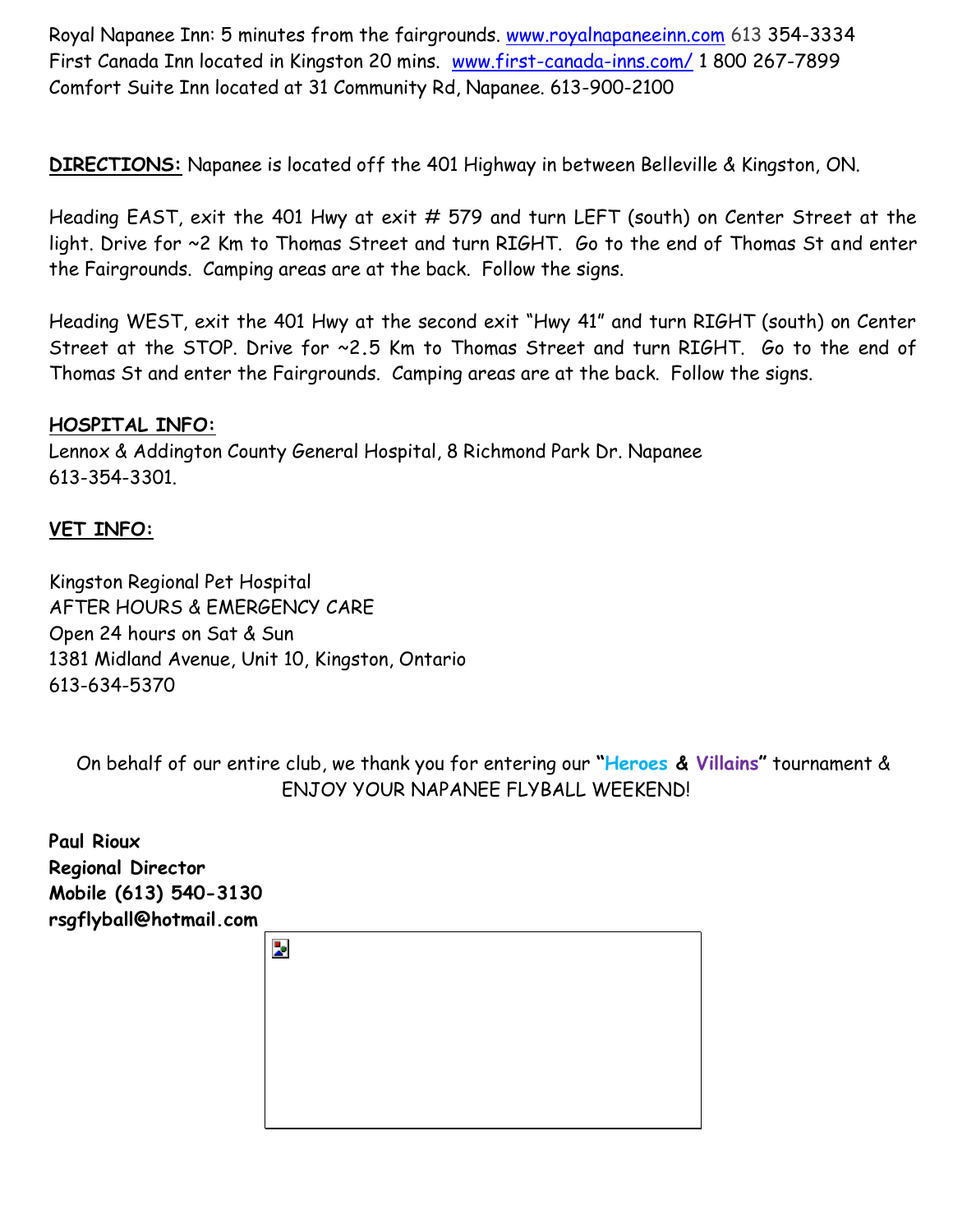Royal Napanee Inn: 5 minutes from the fairgrounds. www.royalnapaneeinn.com 613 354-3334
First Canada Inn located in Kingston 20 mins. www.first-canada-inns.com/ 1 800 267-7899
Comfort Suite Inn located at 31 Community Rd, Napanee. 613-900-2100

**DIRECTIONS:** Napanee is located off the 401 Highway in between Belleville & Kingston, ON.

Heading EAST, exit the 401 Hwy at exit # 579 and turn LEFT (south) on Center Street at the light. Drive for ~2 Km to Thomas Street and turn RIGHT. Go to the end of Thomas St and enter the Fairgrounds. Camping areas are at the back. Follow the signs.

Heading WEST, exit the 401 Hwy at the second exit "Hwy 41" and turn RIGHT (south) on Center Street at the STOP. Drive for ~2.5 Km to Thomas Street and turn RIGHT. Go to the end of Thomas St and enter the Fairgrounds. Camping areas are at the back. Follow the signs.

**HOSPITAL INFO:**
Lennox & Addington County General Hospital, 8 Richmond Park Dr. Napanee
613-354-3301.

**VET INFO:**

Kingston Regional Pet Hospital
AFTER HOURS & EMERGENCY CARE
Open 24 hours on Sat & Sun
1381 Midland Avenue, Unit 10, Kingston, Ontario
613-634-5370

On behalf of our entire club, we thank you for entering our "**Heroes & Villains**" tournament & ENJOY YOUR NAPANEE FLYBALL WEEKEND!

**Paul Rioux**
**Regional Director**
**Mobile (613) 540-3130**
**rsgflyball@hotmail.com**